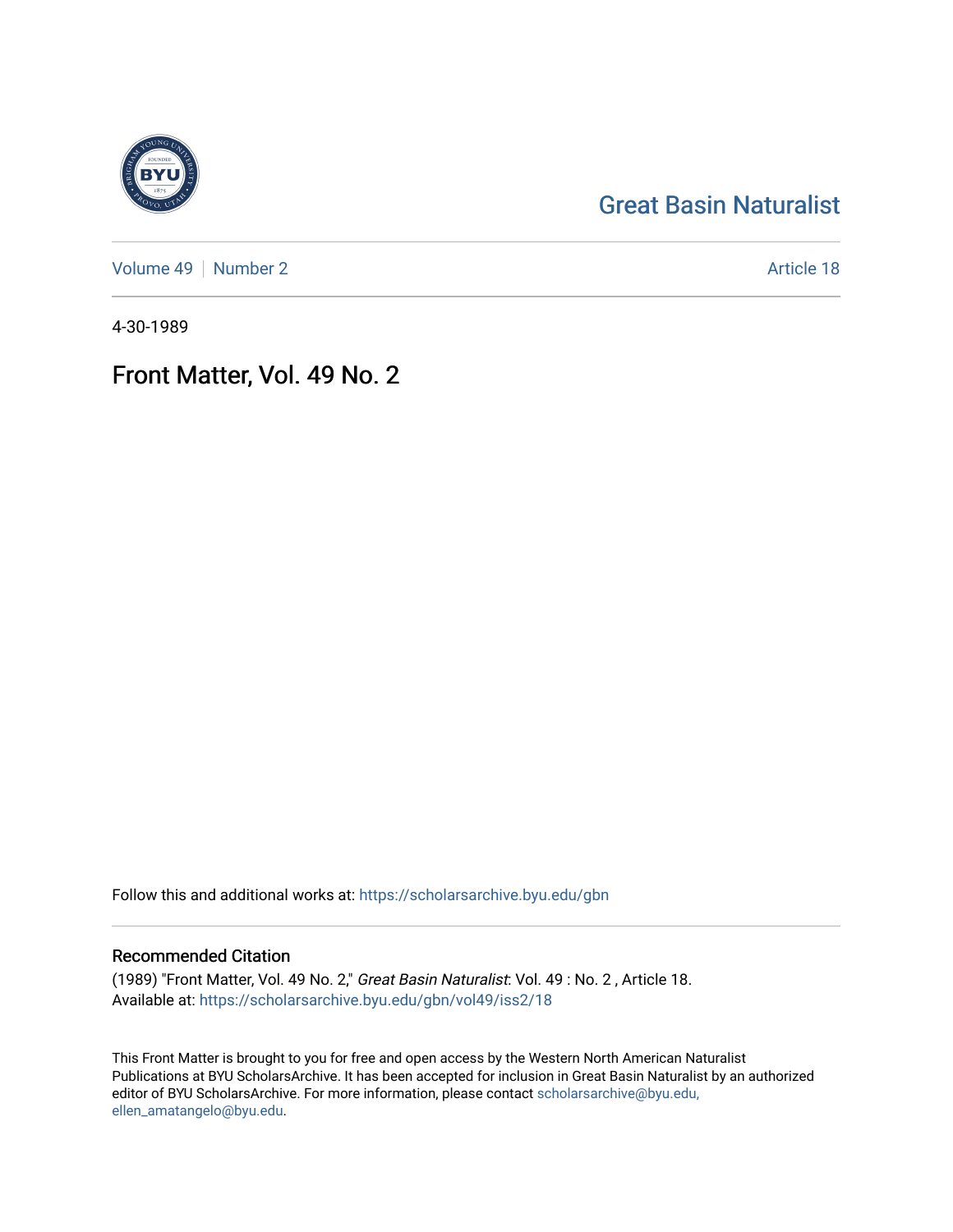Great Basin Naturalist

Volume 49 | Number 2 — Article 18

4-30-1989

# Front Matter, Vol. 49 No. 2

Follow this and additional works at: https://scholarsarchive.byu.edu/gbn

## Recommended Citation

(1989) "Front Matter, Vol. 49 No. 2," *Great Basin Naturalist*: Vol. 49 : No. 2 , Article 18.
Available at: https://scholarsarchive.byu.edu/gbn/vol49/iss2/18

This Front Matter is brought to you for free and open access by the Western North American Naturalist Publications at BYU ScholarsArchive. It has been accepted for inclusion in Great Basin Naturalist by an authorized editor of BYU ScholarsArchive. For more information, please contact scholarsarchive@byu.edu, ellen_amatangelo@byu.edu.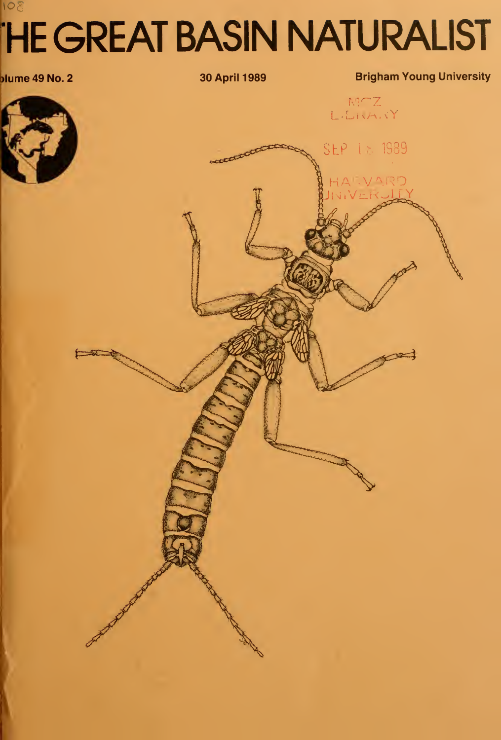# THE GREAT BASIN NATURALIST

Volume 49 No. 2

30 April 1989

Brigham Young University

MCZ LIBRARY

SEP 1 1989

HARVARD UNIVERSITY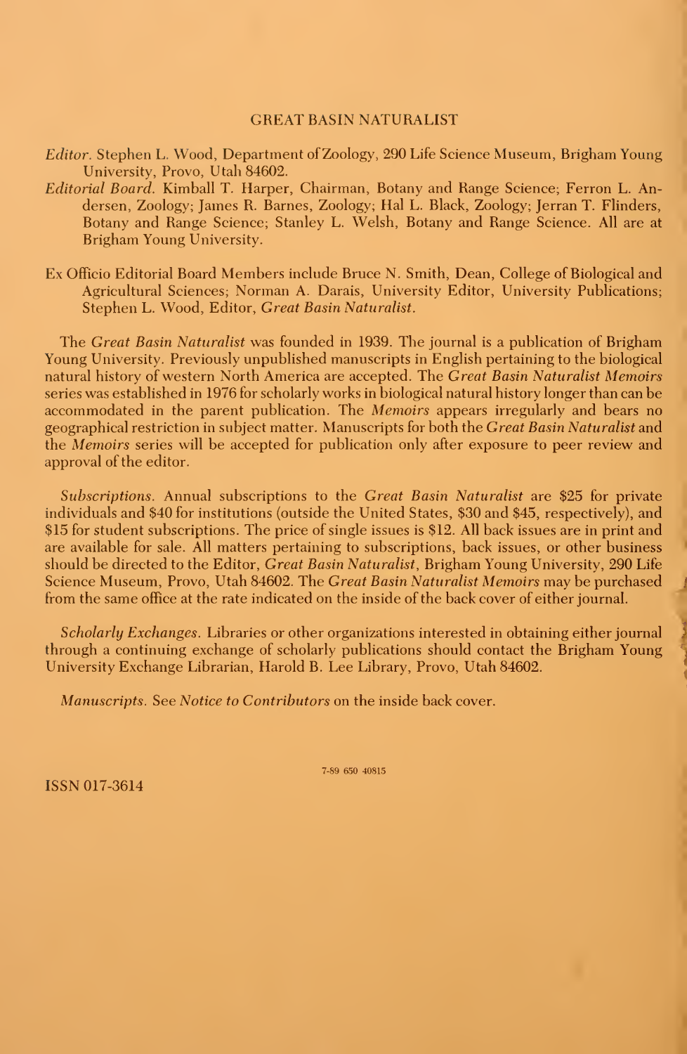# GREAT BASIN NATURALIST

*Editor*. Stephen L. Wood, Department of Zoology, 290 Life Science Museum, Brigham Young University, Provo, Utah 84602.

*Editorial Board*. Kimball T. Harper, Chairman, Botany and Range Science; Ferron L. Andersen, Zoology; James R. Barnes, Zoology; Hal L. Black, Zoology; Jerran T. Flinders, Botany and Range Science; Stanley L. Welsh, Botany and Range Science. All are at Brigham Young University.

Ex Officio Editorial Board Members include Bruce N. Smith, Dean, College of Biological and Agricultural Sciences; Norman A. Darais, University Editor, University Publications; Stephen L. Wood, Editor, *Great Basin Naturalist*.

The *Great Basin Naturalist* was founded in 1939. The journal is a publication of Brigham Young University. Previously unpublished manuscripts in English pertaining to the biological natural history of western North America are accepted. The *Great Basin Naturalist Memoirs* series was established in 1976 for scholarly works in biological natural history longer than can be accommodated in the parent publication. The *Memoirs* appears irregularly and bears no geographical restriction in subject matter. Manuscripts for both the *Great Basin Naturalist* and the *Memoirs* series will be accepted for publication only after exposure to peer review and approval of the editor.

*Subscriptions*. Annual subscriptions to the *Great Basin Naturalist* are $25 for private individuals and $40 for institutions (outside the United States, $30 and $45, respectively), and $15 for student subscriptions. The price of single issues is $12. All back issues are in print and are available for sale. All matters pertaining to subscriptions, back issues, or other business should be directed to the Editor, *Great Basin Naturalist*, Brigham Young University, 290 Life Science Museum, Provo, Utah 84602. The *Great Basin Naturalist Memoirs* may be purchased from the same office at the rate indicated on the inside of the back cover of either journal.

*Scholarly Exchanges*. Libraries or other organizations interested in obtaining either journal through a continuing exchange of scholarly publications should contact the Brigham Young University Exchange Librarian, Harold B. Lee Library, Provo, Utah 84602.

*Manuscripts*. See *Notice to Contributors* on the inside back cover.

7-89 650 40815

ISSN 017-3614